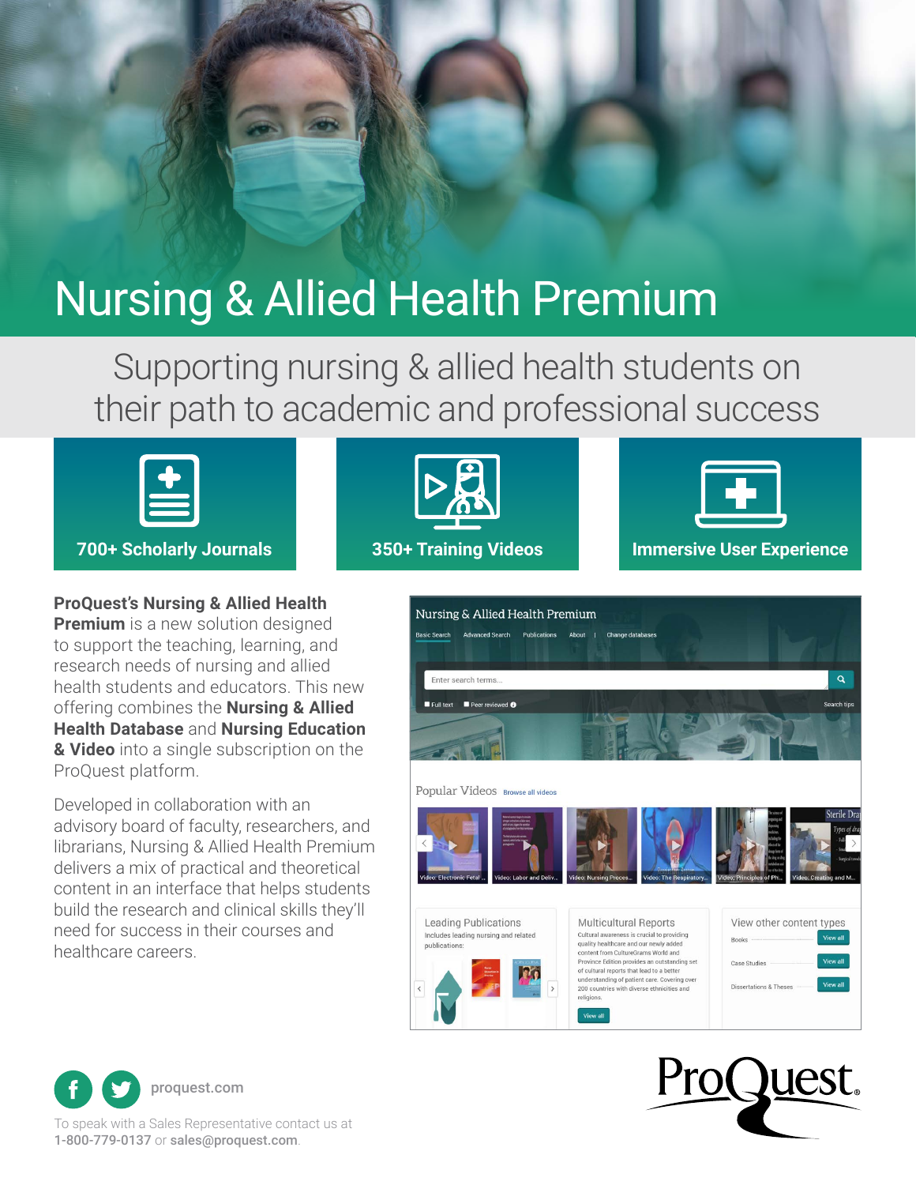# Nursing & Allied Health Premium

## Supporting nursing & allied health students on their path to academic and professional success

**700+ Scholarly Journals**

**350+ Training Videos**

**Immersive User Experience**

**ProQuest's Nursing & Allied Health Premium** is a new solution designed to support the teaching, learning, and research needs of nursing and allied health students and educators. This new offering combines the **Nursing & Allied Health Database** and **Nursing Education & Video** into a single subscription on the ProQuest platform.

Developed in collaboration with an advisory board of faculty, researchers, and librarians, Nursing & Allied Health Premium delivers a mix of practical and theoretical content in an interface that helps students build the research and clinical skills they'll need for success in their courses and healthcare careers.

proquest.com

To speak with a Sales Representative contact us at **1-800-779-0137** or **sales@proquest.com**.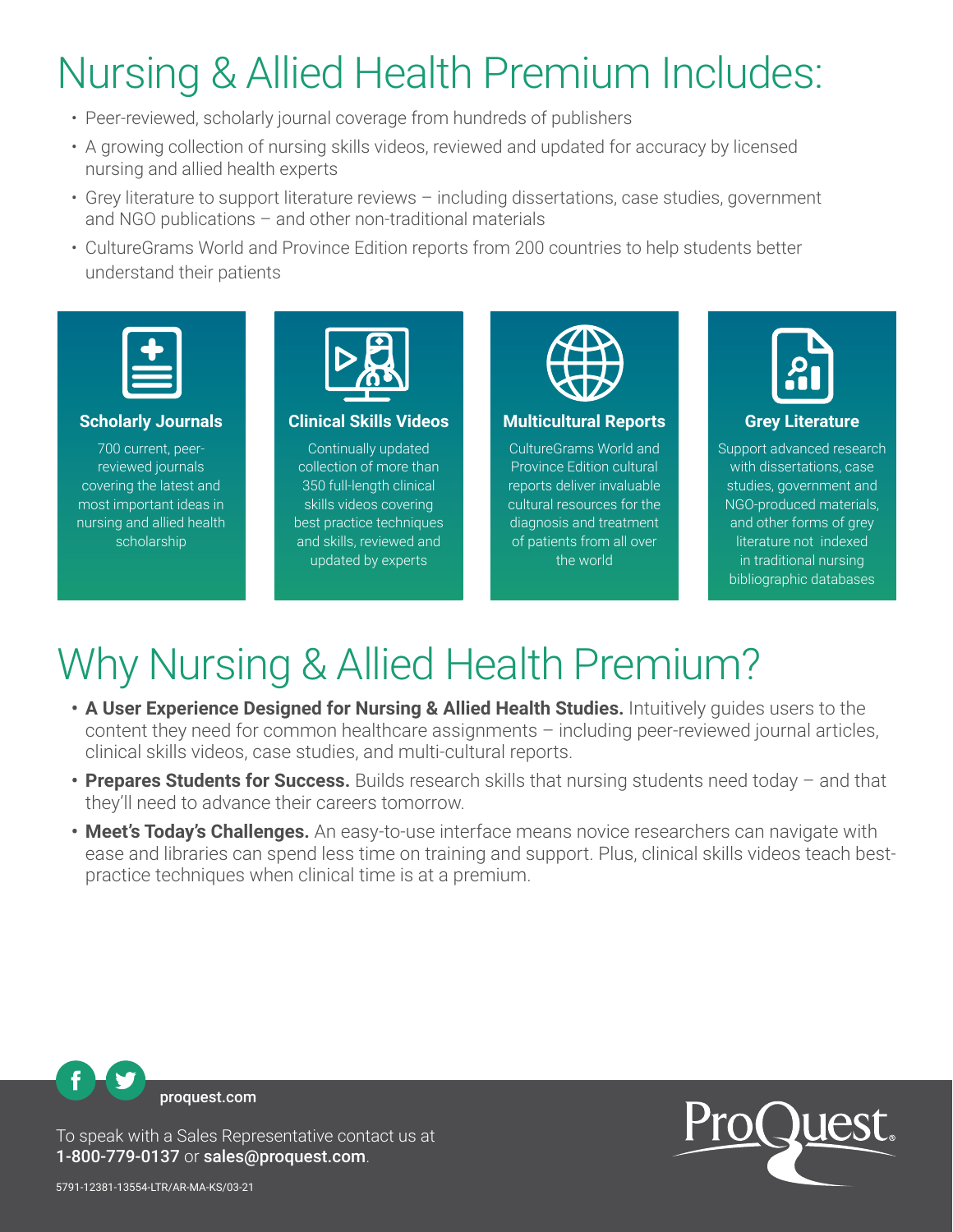# Nursing & Allied Health Premium Includes:

- Peer-reviewed, scholarly journal coverage from hundreds of publishers
- A growing collection of nursing skills videos, reviewed and updated for accuracy by licensed nursing and allied health experts
- Grey literature to support literature reviews – including dissertations, case studies, government and NGO publications – and other non-traditional materials
- CultureGrams World and Province Edition reports from 200 countries to help students better understand their patients

### Scholarly Journals

700 current, peer-reviewed journals covering the latest and most important ideas in nursing and allied health scholarship

### Clinical Skills Videos

Continually updated collection of more than 350 full-length clinical skills videos covering best practice techniques and skills, reviewed and updated by experts

### Multicultural Reports

CultureGrams World and Province Edition cultural reports deliver invaluable cultural resources for the diagnosis and treatment of patients from all over the world

### Grey Literature

Support advanced research with dissertations, case studies, government and NGO-produced materials, and other forms of grey literature not indexed in traditional nursing bibliographic databases

# Why Nursing & Allied Health Premium?

- **A User Experience Designed for Nursing & Allied Health Studies.** Intuitively guides users to the content they need for common healthcare assignments – including peer-reviewed journal articles, clinical skills videos, case studies, and multi-cultural reports.
- **Prepares Students for Success.** Builds research skills that nursing students need today – and that they'll need to advance their careers tomorrow.
- **Meet's Today's Challenges.** An easy-to-use interface means novice researchers can navigate with ease and libraries can spend less time on training and support. Plus, clinical skills videos teach best-practice techniques when clinical time is at a premium.

proquest.com

To speak with a Sales Representative contact us at **1-800-779-0137** or **sales@proquest.com**.

ProQuest.

5791-12381-13554-LTR/AR-MA-KS/03-21